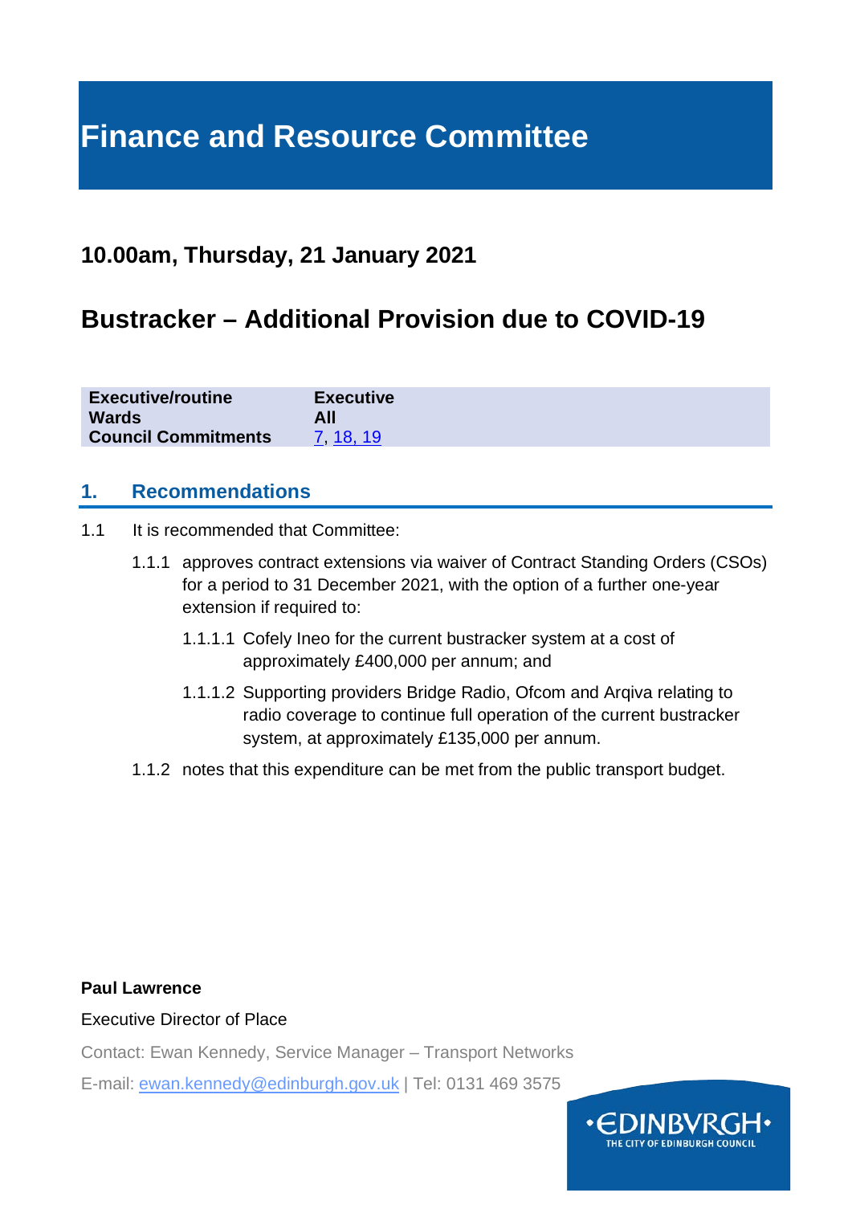# Finance and Resource Committee

## 10.00am, Thursday, 21 January 2021

## Bustracker – Additional Provision due to COVID-19

| | |
|---|---|
| **Executive/routine** | **Executive** |
| **Wards** | **All** |
| **Council Commitments** | [7](), [18, 19]() |

## 1. Recommendations

1.1 It is recommended that Committee:

1.1.1 approves contract extensions via waiver of Contract Standing Orders (CSOs) for a period to 31 December 2021, with the option of a further one-year extension if required to:

1.1.1.1 Cofely Ineo for the current bustracker system at a cost of approximately £400,000 per annum; and

1.1.1.2 Supporting providers Bridge Radio, Ofcom and Arqiva relating to radio coverage to continue full operation of the current bustracker system, at approximately £135,000 per annum.

1.1.2 notes that this expenditure can be met from the public transport budget.

**Paul Lawrence**

Executive Director of Place

Contact: Ewan Kennedy, Service Manager – Transport Networks

E-mail: [ewan.kennedy@edinburgh.gov.uk](mailto:ewan.kennedy@edinburgh.gov.uk) | Tel: 0131 469 3575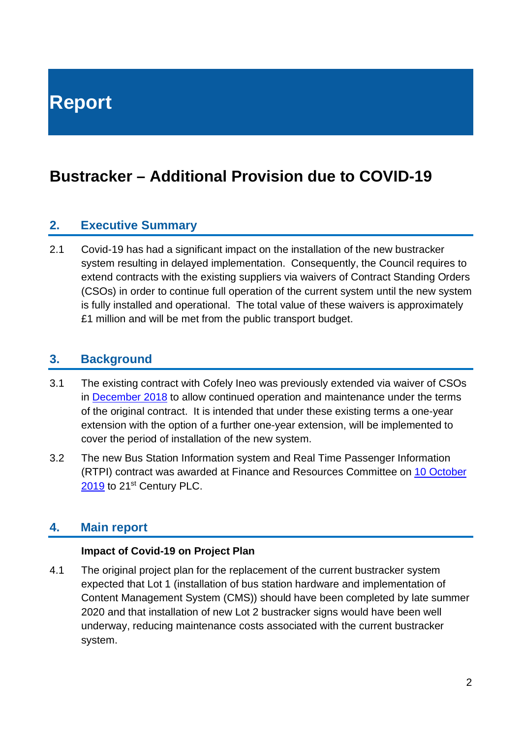# Report

## Bustracker – Additional Provision due to COVID-19

### 2. Executive Summary

2.1 Covid-19 has had a significant impact on the installation of the new bustracker system resulting in delayed implementation. Consequently, the Council requires to extend contracts with the existing suppliers via waivers of Contract Standing Orders (CSOs) in order to continue full operation of the current system until the new system is fully installed and operational. The total value of these waivers is approximately £1 million and will be met from the public transport budget.

### 3. Background

3.1 The existing contract with Cofely Ineo was previously extended via waiver of CSOs in December 2018 to allow continued operation and maintenance under the terms of the original contract. It is intended that under these existing terms a one-year extension with the option of a further one-year extension, will be implemented to cover the period of installation of the new system.

3.2 The new Bus Station Information system and Real Time Passenger Information (RTPI) contract was awarded at Finance and Resources Committee on 10 October 2019 to 21st Century PLC.

### 4. Main report

**Impact of Covid-19 on Project Plan**

4.1 The original project plan for the replacement of the current bustracker system expected that Lot 1 (installation of bus station hardware and implementation of Content Management System (CMS)) should have been completed by late summer 2020 and that installation of new Lot 2 bustracker signs would have been well underway, reducing maintenance costs associated with the current bustracker system.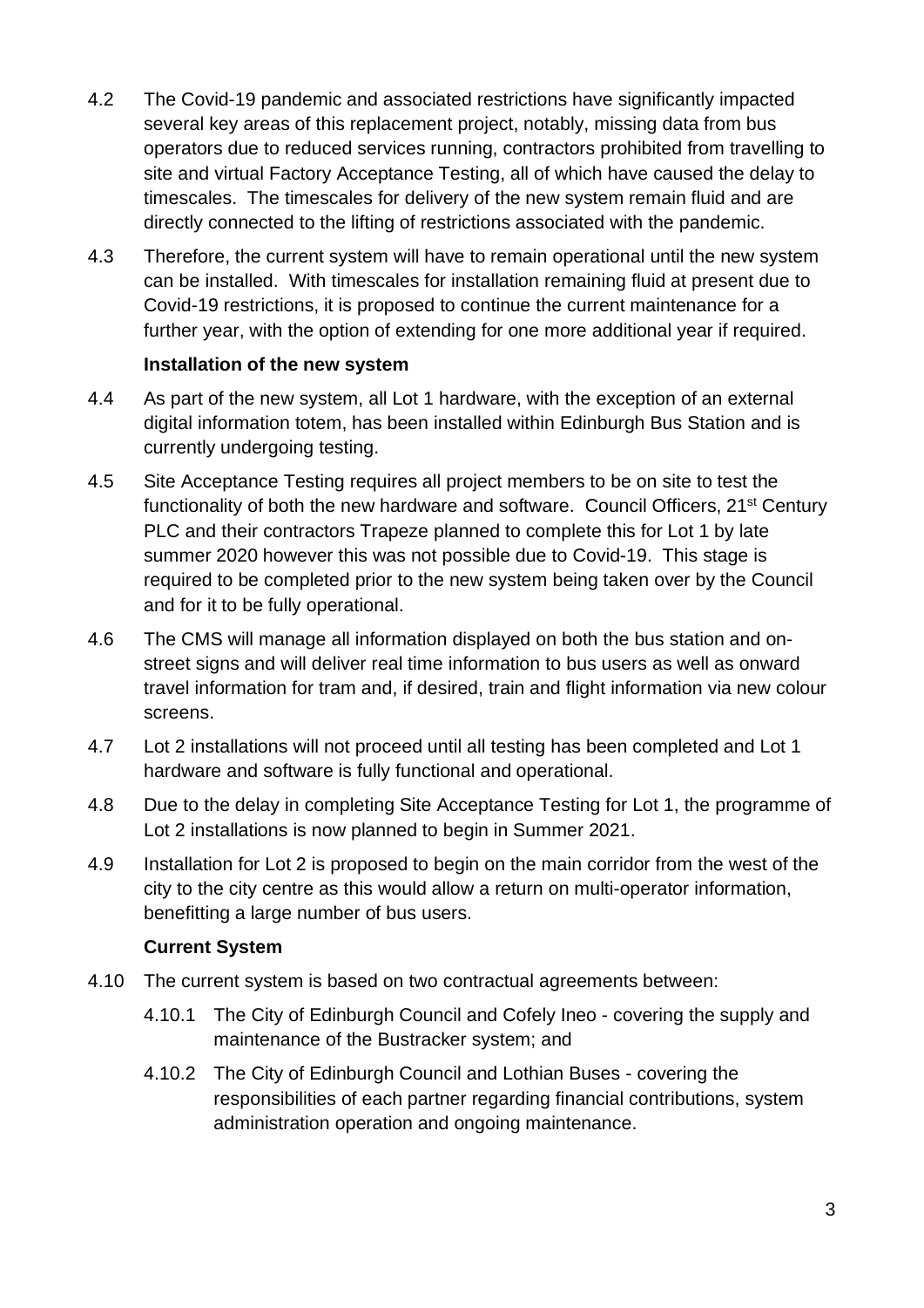4.2 The Covid-19 pandemic and associated restrictions have significantly impacted several key areas of this replacement project, notably, missing data from bus operators due to reduced services running, contractors prohibited from travelling to site and virtual Factory Acceptance Testing, all of which have caused the delay to timescales. The timescales for delivery of the new system remain fluid and are directly connected to the lifting of restrictions associated with the pandemic.

4.3 Therefore, the current system will have to remain operational until the new system can be installed. With timescales for installation remaining fluid at present due to Covid-19 restrictions, it is proposed to continue the current maintenance for a further year, with the option of extending for one more additional year if required.

**Installation of the new system**

4.4 As part of the new system, all Lot 1 hardware, with the exception of an external digital information totem, has been installed within Edinburgh Bus Station and is currently undergoing testing.

4.5 Site Acceptance Testing requires all project members to be on site to test the functionality of both the new hardware and software. Council Officers, 21st Century PLC and their contractors Trapeze planned to complete this for Lot 1 by late summer 2020 however this was not possible due to Covid-19. This stage is required to be completed prior to the new system being taken over by the Council and for it to be fully operational.

4.6 The CMS will manage all information displayed on both the bus station and on-street signs and will deliver real time information to bus users as well as onward travel information for tram and, if desired, train and flight information via new colour screens.

4.7 Lot 2 installations will not proceed until all testing has been completed and Lot 1 hardware and software is fully functional and operational.

4.8 Due to the delay in completing Site Acceptance Testing for Lot 1, the programme of Lot 2 installations is now planned to begin in Summer 2021.

4.9 Installation for Lot 2 is proposed to begin on the main corridor from the west of the city to the city centre as this would allow a return on multi-operator information, benefitting a large number of bus users.

**Current System**

4.10 The current system is based on two contractual agreements between:

4.10.1 The City of Edinburgh Council and Cofely Ineo - covering the supply and maintenance of the Bustracker system; and

4.10.2 The City of Edinburgh Council and Lothian Buses - covering the responsibilities of each partner regarding financial contributions, system administration operation and ongoing maintenance.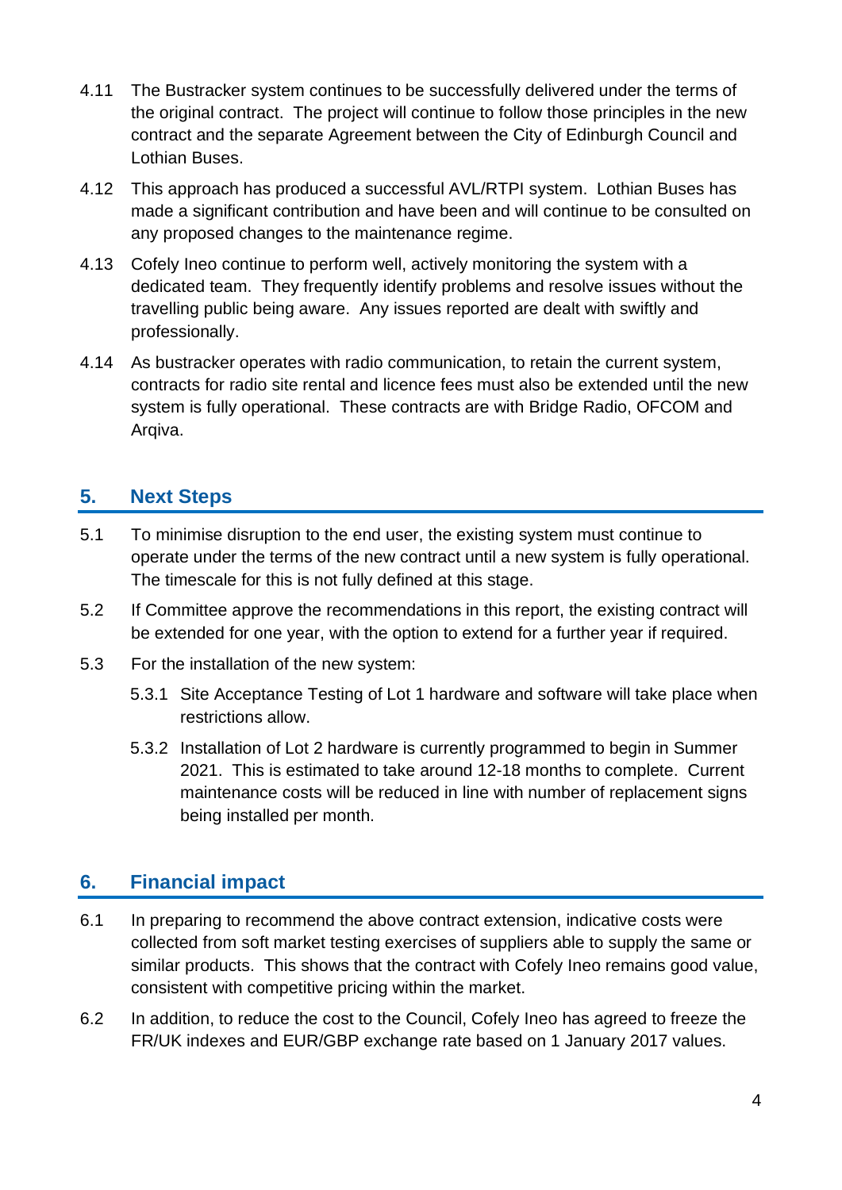4.11 The Bustracker system continues to be successfully delivered under the terms of the original contract. The project will continue to follow those principles in the new contract and the separate Agreement between the City of Edinburgh Council and Lothian Buses.

4.12 This approach has produced a successful AVL/RTPI system. Lothian Buses has made a significant contribution and have been and will continue to be consulted on any proposed changes to the maintenance regime.

4.13 Cofely Ineo continue to perform well, actively monitoring the system with a dedicated team. They frequently identify problems and resolve issues without the travelling public being aware. Any issues reported are dealt with swiftly and professionally.

4.14 As bustracker operates with radio communication, to retain the current system, contracts for radio site rental and licence fees must also be extended until the new system is fully operational. These contracts are with Bridge Radio, OFCOM and Arqiva.

## 5. Next Steps

5.1 To minimise disruption to the end user, the existing system must continue to operate under the terms of the new contract until a new system is fully operational. The timescale for this is not fully defined at this stage.

5.2 If Committee approve the recommendations in this report, the existing contract will be extended for one year, with the option to extend for a further year if required.

5.3 For the installation of the new system:

5.3.1 Site Acceptance Testing of Lot 1 hardware and software will take place when restrictions allow.

5.3.2 Installation of Lot 2 hardware is currently programmed to begin in Summer 2021. This is estimated to take around 12-18 months to complete. Current maintenance costs will be reduced in line with number of replacement signs being installed per month.

## 6. Financial impact

6.1 In preparing to recommend the above contract extension, indicative costs were collected from soft market testing exercises of suppliers able to supply the same or similar products. This shows that the contract with Cofely Ineo remains good value, consistent with competitive pricing within the market.

6.2 In addition, to reduce the cost to the Council, Cofely Ineo has agreed to freeze the FR/UK indexes and EUR/GBP exchange rate based on 1 January 2017 values.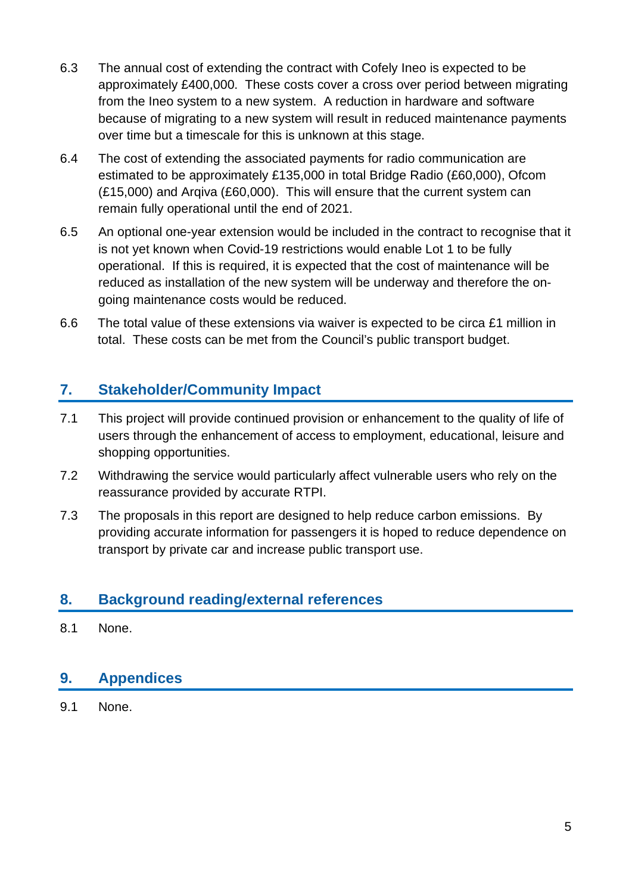6.3 The annual cost of extending the contract with Cofely Ineo is expected to be approximately £400,000. These costs cover a cross over period between migrating from the Ineo system to a new system. A reduction in hardware and software because of migrating to a new system will result in reduced maintenance payments over time but a timescale for this is unknown at this stage.

6.4 The cost of extending the associated payments for radio communication are estimated to be approximately £135,000 in total Bridge Radio (£60,000), Ofcom (£15,000) and Arqiva (£60,000). This will ensure that the current system can remain fully operational until the end of 2021.

6.5 An optional one-year extension would be included in the contract to recognise that it is not yet known when Covid-19 restrictions would enable Lot 1 to be fully operational. If this is required, it is expected that the cost of maintenance will be reduced as installation of the new system will be underway and therefore the on-going maintenance costs would be reduced.

6.6 The total value of these extensions via waiver is expected to be circa £1 million in total. These costs can be met from the Council's public transport budget.

## 7. Stakeholder/Community Impact

7.1 This project will provide continued provision or enhancement to the quality of life of users through the enhancement of access to employment, educational, leisure and shopping opportunities.

7.2 Withdrawing the service would particularly affect vulnerable users who rely on the reassurance provided by accurate RTPI.

7.3 The proposals in this report are designed to help reduce carbon emissions. By providing accurate information for passengers it is hoped to reduce dependence on transport by private car and increase public transport use.

## 8. Background reading/external references

8.1 None.

## 9. Appendices

9.1 None.